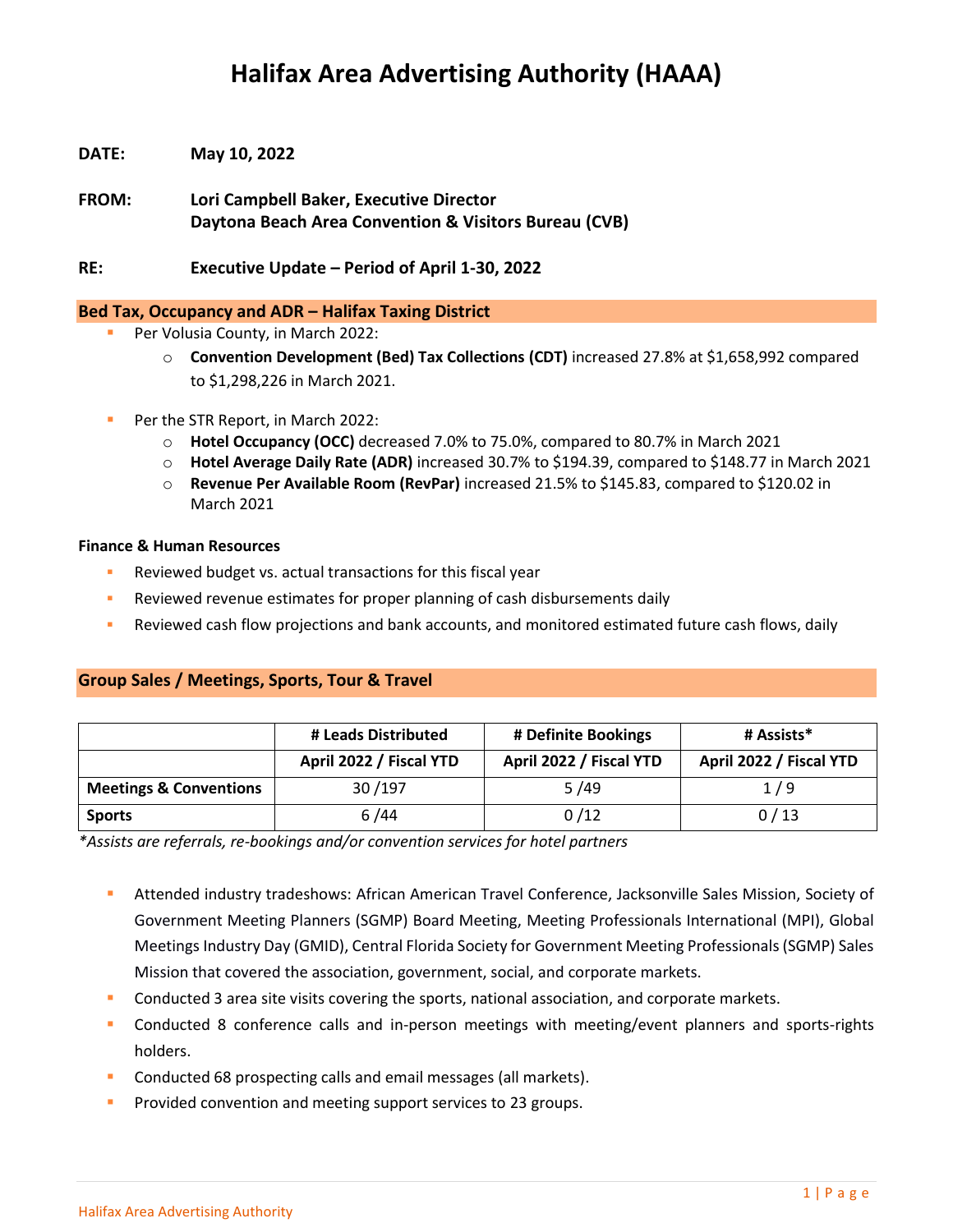# Halifax Area Advertising Authority (HAAA)

**DATE:** May 10, 2022

**FROM:** Lori Campbell Baker, Executive Director
Daytona Beach Area Convention & Visitors Bureau (CVB)

**RE:** Executive Update – Period of April 1-30, 2022

## Bed Tax, Occupancy and ADR – Halifax Taxing District

- Per Volusia County, in March 2022:
  - **Convention Development (Bed) Tax Collections (CDT)** increased 27.8% at $1,658,992 compared to $1,298,226 in March 2021.

- Per the STR Report, in March 2022:
  - **Hotel Occupancy (OCC)** decreased 7.0% to 75.0%, compared to 80.7% in March 2021
  - **Hotel Average Daily Rate (ADR)** increased 30.7% to $194.39, compared to $148.77 in March 2021
  - **Revenue Per Available Room (RevPar)** increased 21.5% to $145.83, compared to $120.02 in March 2021

### Finance & Human Resources

- Reviewed budget vs. actual transactions for this fiscal year
- Reviewed revenue estimates for proper planning of cash disbursements daily
- Reviewed cash flow projections and bank accounts, and monitored estimated future cash flows, daily

## Group Sales / Meetings, Sports, Tour & Travel

| | # Leads Distributed | # Definite Bookings | # Assists* |
|---|---|---|---|
| | April 2022 / Fiscal YTD | April 2022 / Fiscal YTD | April 2022 / Fiscal YTD |
| **Meetings & Conventions** | 30 /197 | 5 /49 | 1 / 9 |
| **Sports** | 6 /44 | 0 /12 | 0 / 13 |

*\*Assists are referrals, re-bookings and/or convention services for hotel partners*

- Attended industry tradeshows: African American Travel Conference, Jacksonville Sales Mission, Society of Government Meeting Planners (SGMP) Board Meeting, Meeting Professionals International (MPI), Global Meetings Industry Day (GMID), Central Florida Society for Government Meeting Professionals (SGMP) Sales Mission that covered the association, government, social, and corporate markets.
- Conducted 3 area site visits covering the sports, national association, and corporate markets.
- Conducted 8 conference calls and in-person meetings with meeting/event planners and sports-rights holders.
- Conducted 68 prospecting calls and email messages (all markets).
- Provided convention and meeting support services to 23 groups.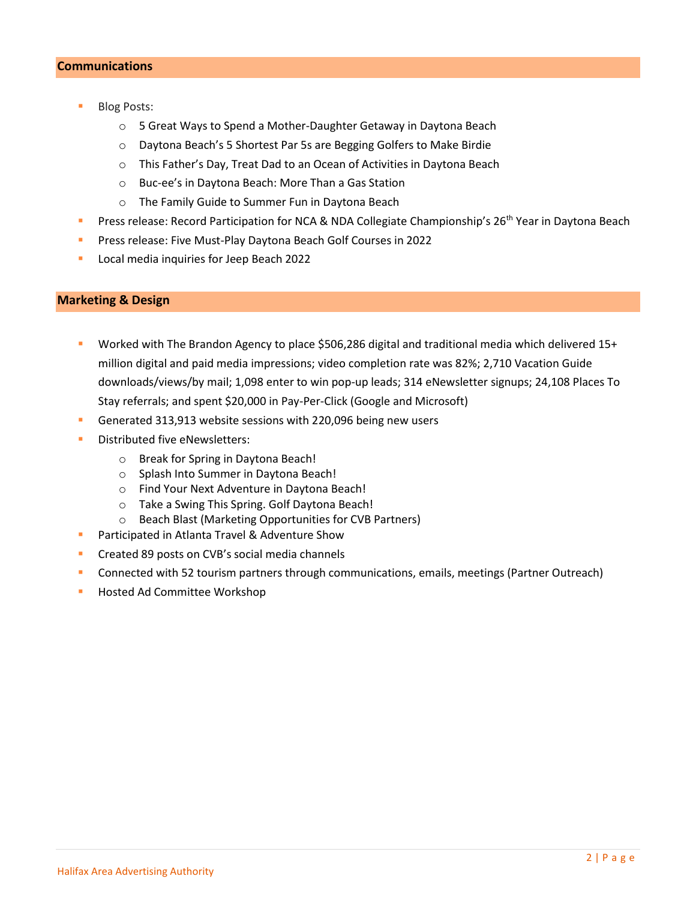## Communications

- Blog Posts:
    - 5 Great Ways to Spend a Mother-Daughter Getaway in Daytona Beach
    - Daytona Beach's 5 Shortest Par 5s are Begging Golfers to Make Birdie
    - This Father's Day, Treat Dad to an Ocean of Activities in Daytona Beach
    - Buc-ee's in Daytona Beach: More Than a Gas Station
    - The Family Guide to Summer Fun in Daytona Beach
- Press release: Record Participation for NCA & NDA Collegiate Championship's 26th Year in Daytona Beach
- Press release: Five Must-Play Daytona Beach Golf Courses in 2022
- Local media inquiries for Jeep Beach 2022

## Marketing & Design

- Worked with The Brandon Agency to place $506,286 digital and traditional media which delivered 15+ million digital and paid media impressions; video completion rate was 82%; 2,710 Vacation Guide downloads/views/by mail; 1,098 enter to win pop-up leads; 314 eNewsletter signups; 24,108 Places To Stay referrals; and spent $20,000 in Pay-Per-Click (Google and Microsoft)
- Generated 313,913 website sessions with 220,096 being new users
- Distributed five eNewsletters:
    - Break for Spring in Daytona Beach!
    - Splash Into Summer in Daytona Beach!
    - Find Your Next Adventure in Daytona Beach!
    - Take a Swing This Spring. Golf Daytona Beach!
    - Beach Blast (Marketing Opportunities for CVB Partners)
- Participated in Atlanta Travel & Adventure Show
- Created 89 posts on CVB's social media channels
- Connected with 52 tourism partners through communications, emails, meetings (Partner Outreach)
- Hosted Ad Committee Workshop